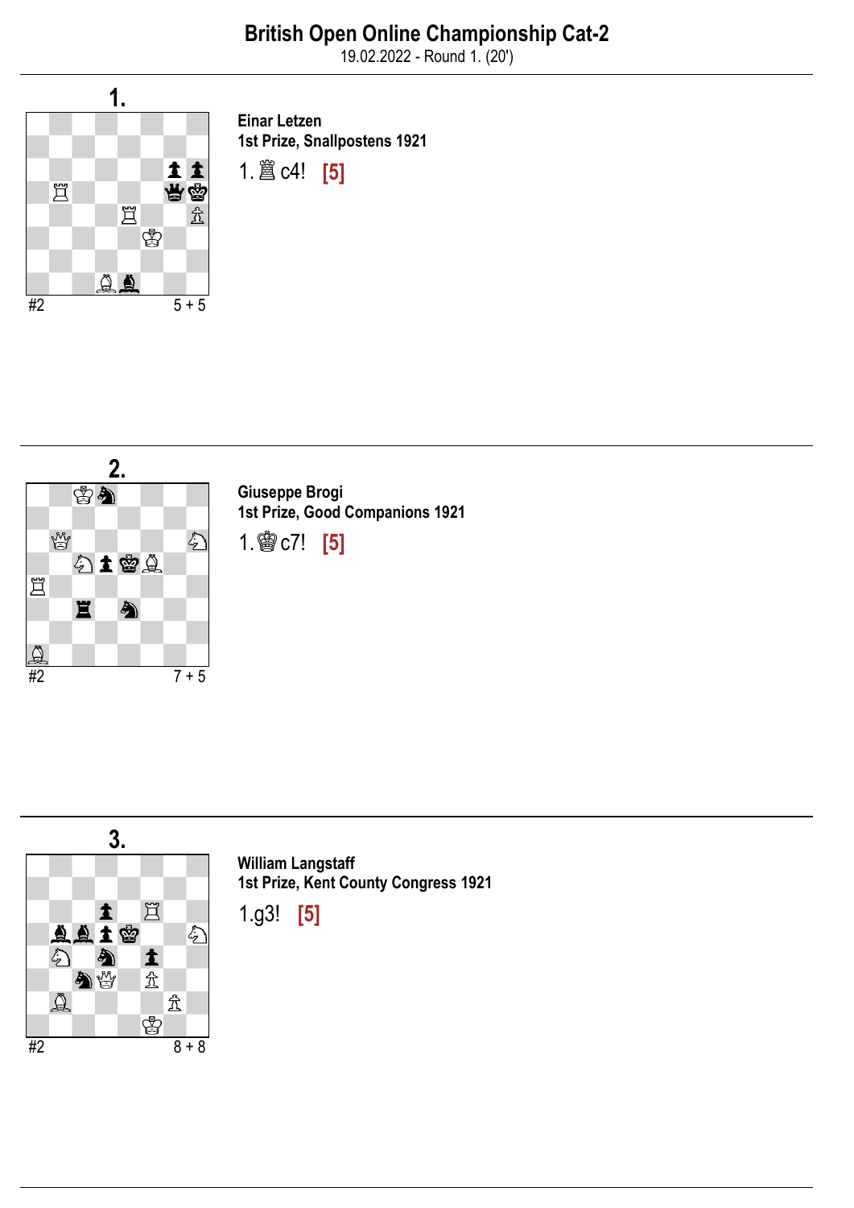# British Open Online Championship Cat-2

19.02.2022 - Round 1. (20')

## 1.

#2 5 + 5

**Einar Letzen**
**1st Prize, Snallpostens 1921**

1. ♖c4! **[5]**

## 2.

#2 7 + 5

**Giuseppe Brogi**
**1st Prize, Good Companions 1921**

1. ♔c7! **[5]**

## 3.

#2 8 + 8

**William Langstaff**
**1st Prize, Kent County Congress 1921**

1.g3! **[5]**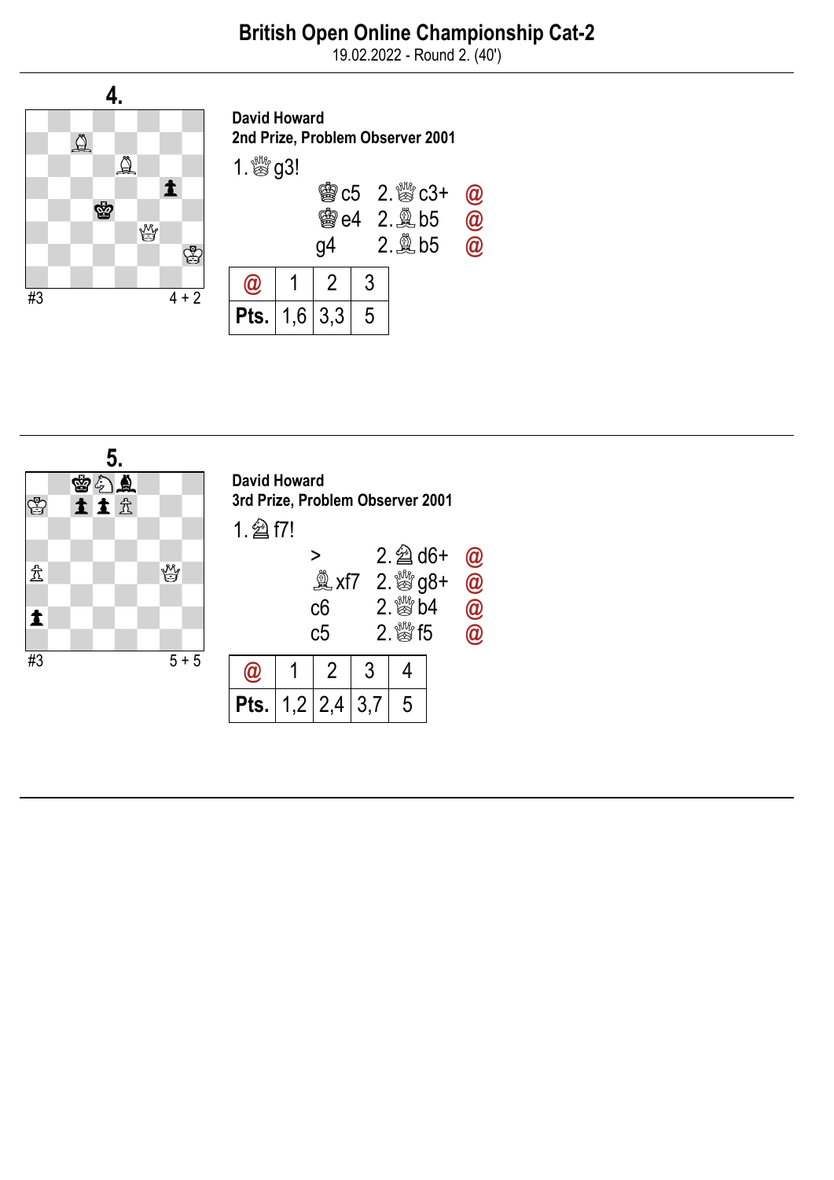# British Open Online Championship Cat-2

19.02.2022 - Round 2. (40')

## 4.

#3 4 + 2

**David Howard**
**2nd Prize, Problem Observer 2001**

1. ♕g3!

| | | |
|---|---|---|
| ♚c5 | 2. ♕c3+ | @ |
| ♚e4 | 2. ♗b5 | @ |
| g4 | 2. ♗b5 | @ |

| @ | 1 | 2 | 3 |
|---|---|---|---|
| **Pts.** | 1,6 | 3,3 | 5 |

## 5.

#3 5 + 5

**David Howard**
**3rd Prize, Problem Observer 2001**

1. ♘f7!

| | | |
|---|---|---|
| > | 2. ♘d6+ | @ |
| ♝xf7 | 2. ♕g8+ | @ |
| c6 | 2. ♕b4 | @ |
| c5 | 2. ♕f5 | @ |

| @ | 1 | 2 | 3 | 4 |
|---|---|---|---|---|
| **Pts.** | 1,2 | 2,4 | 3,7 | 5 |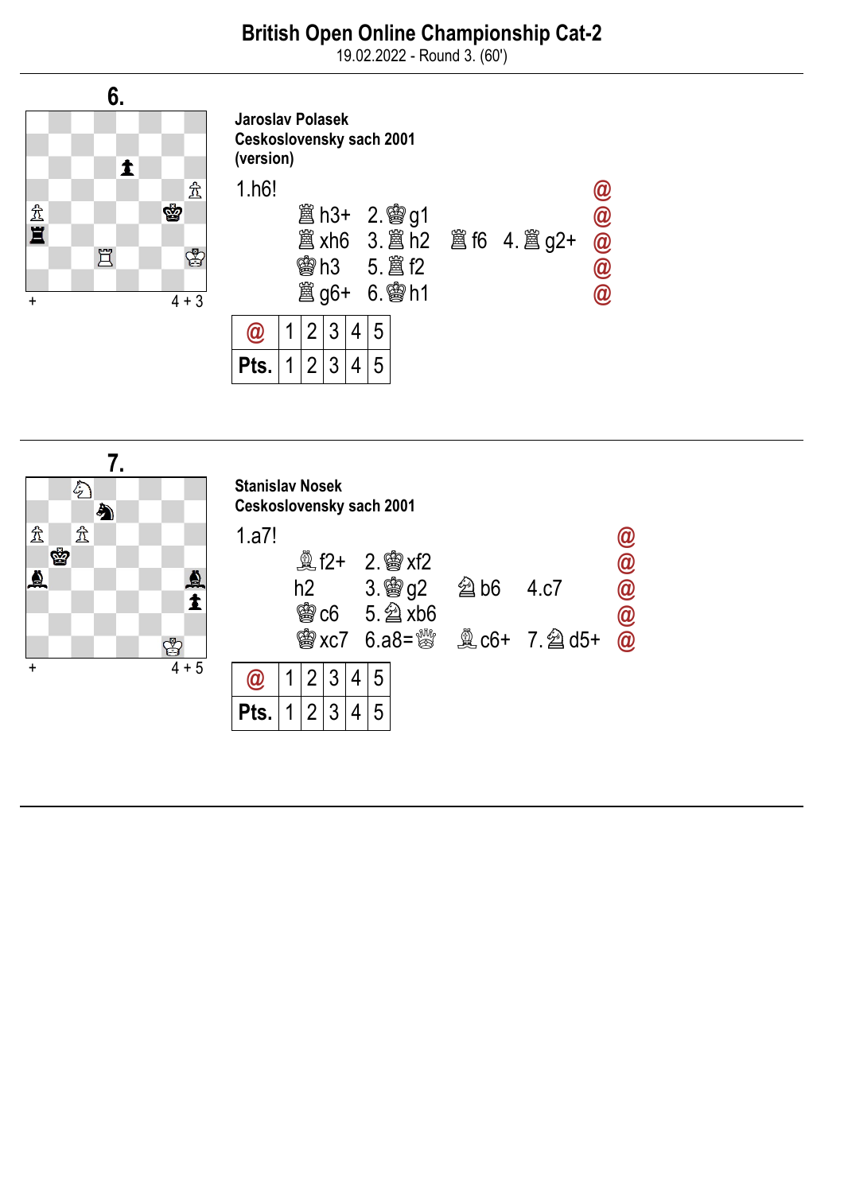# British Open Online Championship Cat-2

19.02.2022 - Round 3. (60')

## 6.

\+ 4 + 3

**Jaroslav Polasek**
**Ceskoslovensky sach 2001**
**(version)**

1.h6!

| | | | | |
|---|---|---|---|---|
| ♖h3+ | 2.♔g1 | | | @ |
| ♖xh6 | 3.♖h2 | ♖f6 | 4.♖g2+ | @ |
| ♔h3 | 5.♖f2 | | | @ |
| ♖g6+ | 6.♔h1 | | | @ |

| @ | 1 | 2 | 3 | 4 | 5 |
|---|---|---|---|---|---|
| Pts. | 1 | 2 | 3 | 4 | 5 |

## 7.

\+ 4 + 5

**Stanislav Nosek**
**Ceskoslovensky sach 2001**

1.a7!

| | | | | |
|---|---|---|---|---|
| ♗f2+ | 2.♔xf2 | | | @ |
| h2 | 3.♔g2 | ♘b6 | 4.c7 | @ |
| ♔c6 | 5.♘xb6 | | | @ |
| ♔xc7 | 6.a8=♕ | ♗c6+ | 7.♘d5+ | @ |

| @ | 1 | 2 | 3 | 4 | 5 |
|---|---|---|---|---|---|
| Pts. | 1 | 2 | 3 | 4 | 5 |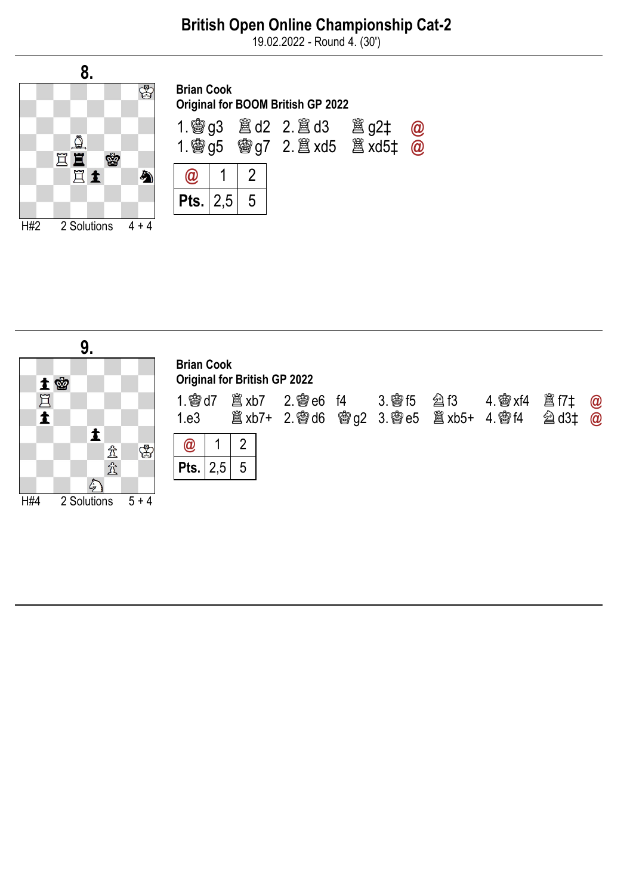# British Open Online Championship Cat-2

19.02.2022 - Round 4. (30')

## 8.

H#2 2 Solutions 4 + 4

**Brian Cook**
**Original for BOOM British GP 2022**

1.♚g3 ♖d2 2.♜d3 ♖g2‡ @
1.♚g5 ♔g7 2.♜xd5 ♖xd5‡ @

| @ | 1 | 2 |
|---|---|---|
| Pts. | 2,5 | 5 |

## 9.

H#4 2 Solutions 5 + 4

**Brian Cook**
**Original for British GP 2022**

1.♚d7 ♖xb7 2.♚e6 f4 3.♚f5 ♘f3 4.♚xf4 ♖f7‡ @
1.e3 ♖xb7+ 2.♚d6 ♔g2 3.♚e5 ♖xb5+ 4.♚f4 ♘d3‡ @

| @ | 1 | 2 |
|---|---|---|
| Pts. | 2,5 | 5 |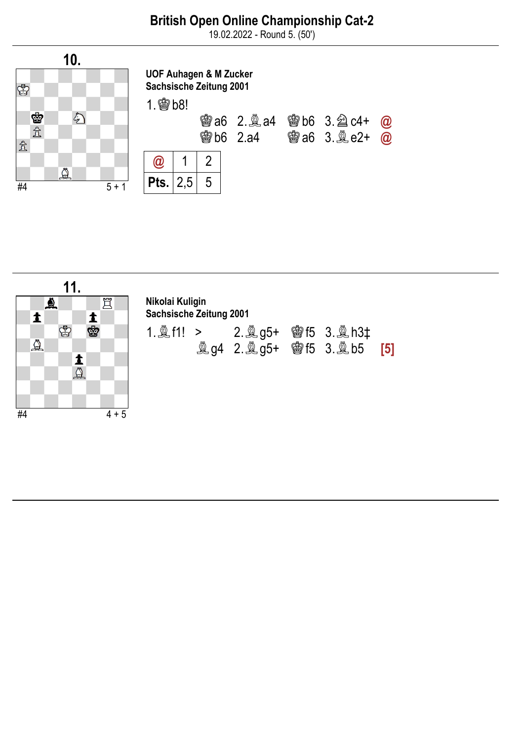# British Open Online Championship Cat-2

19.02.2022 - Round 5. (50')

## 10.

#4 5 + 1

**UOF Auhagen & M Zucker**
**Sachsische Zeitung 2001**

1.♔b8!

♚a6 2.♗a4 ♚b6 3.♘c4+ @
♚b6 2.a4 ♚a6 3.♗e2+ @

| @ | 1 | 2 |
|---|---|---|
| Pts. | 2,5 | 5 |

## 11.

#4 4 + 5

**Nikolai Kuligin**
**Sachsische Zeitung 2001**

1.♗f1! > 2.♗g5+ ♚f5 3.♗h3‡
♝g4 2.♗g5+ ♚f5 3.♗b5 [5]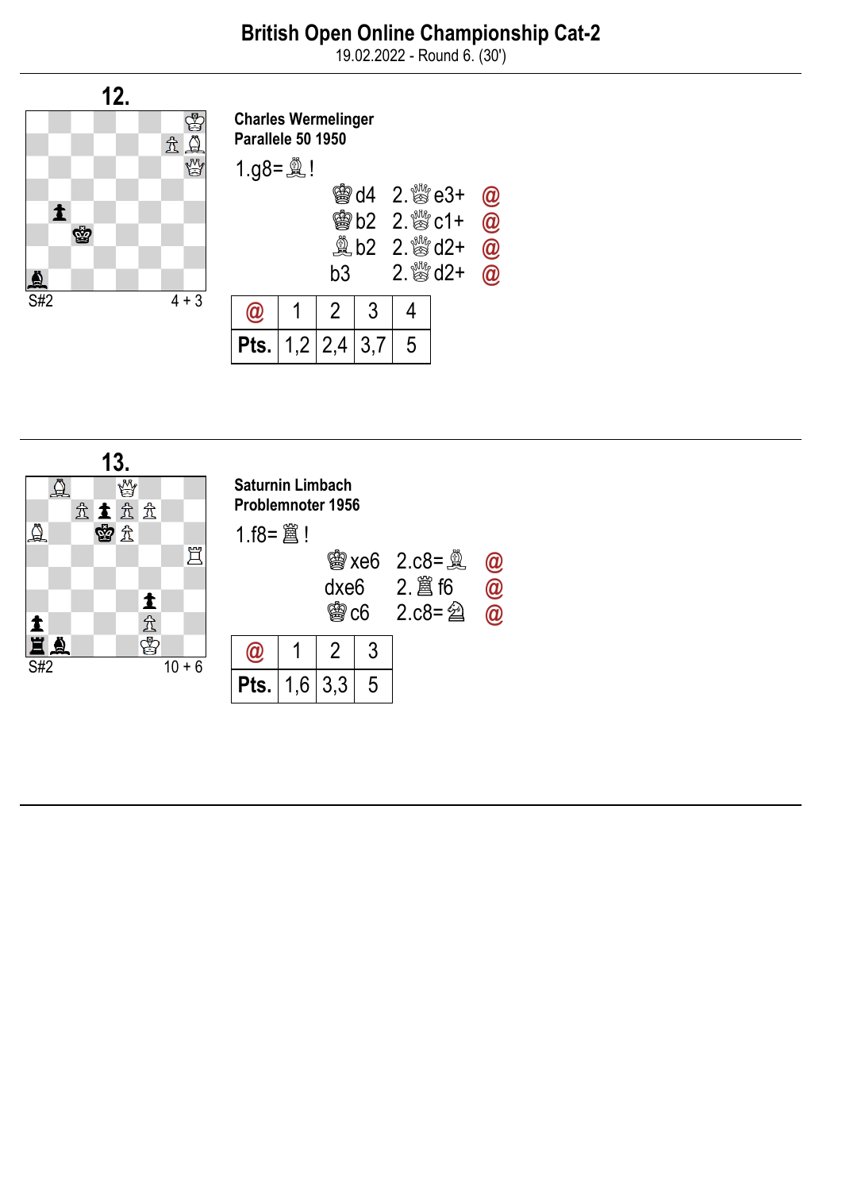# British Open Online Championship Cat-2

19.02.2022 - Round 6. (30')

## 12.

S#2 4 + 3

**Charles Wermelinger**
**Parallele 50 1950**

1.g8=♗!

| | | |
|---|---|---|
| ♔d4 | 2.♕e3+ | @ |
| ♔b2 | 2.♕c1+ | @ |
| ♗b2 | 2.♕d2+ | @ |
| b3 | 2.♕d2+ | @ |

| @ | 1 | 2 | 3 | 4 |
|---|---|---|---|---|
| Pts. | 1,2 | 2,4 | 3,7 | 5 |

## 13.

S#2 10 + 6

**Saturnin Limbach**
**Problemnoter 1956**

1.f8=♖!

| | | |
|---|---|---|
| ♔xe6 | 2.c8=♗ | @ |
| dxe6 | 2.♖f6 | @ |
| ♔c6 | 2.c8=♘ | @ |

| @ | 1 | 2 | 3 |
|---|---|---|---|
| Pts. | 1,6 | 3,3 | 5 |